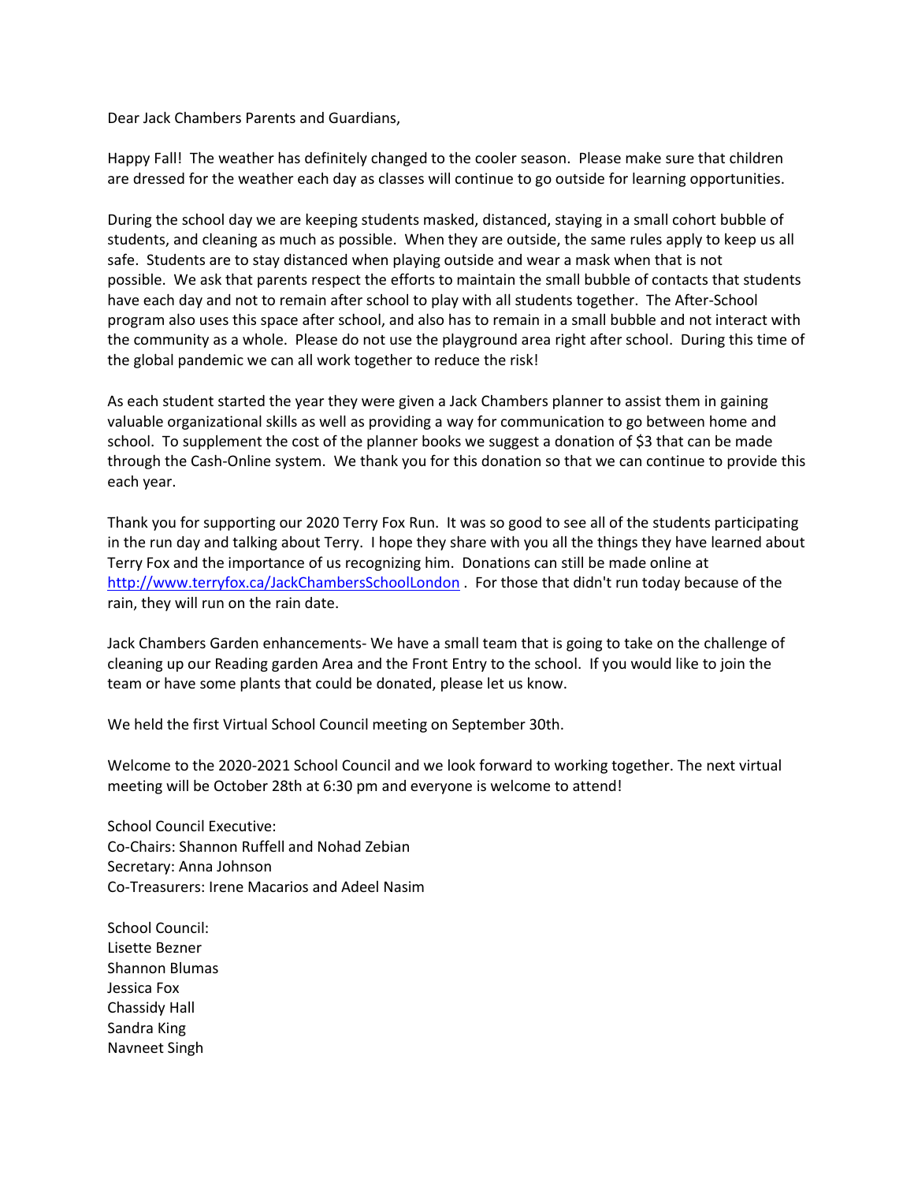Dear Jack Chambers Parents and Guardians,

Happy Fall! The weather has definitely changed to the cooler season. Please make sure that children are dressed for the weather each day as classes will continue to go outside for learning opportunities.

During the school day we are keeping students masked, distanced, staying in a small cohort bubble of students, and cleaning as much as possible. When they are outside, the same rules apply to keep us all safe. Students are to stay distanced when playing outside and wear a mask when that is not possible. We ask that parents respect the efforts to maintain the small bubble of contacts that students have each day and not to remain after school to play with all students together. The After-School program also uses this space after school, and also has to remain in a small bubble and not interact with the community as a whole. Please do not use the playground area right after school. During this time of the global pandemic we can all work together to reduce the risk!

As each student started the year they were given a Jack Chambers planner to assist them in gaining valuable organizational skills as well as providing a way for communication to go between home and school. To supplement the cost of the planner books we suggest a donation of $3 that can be made through the Cash-Online system. We thank you for this donation so that we can continue to provide this each year.

Thank you for supporting our 2020 Terry Fox Run. It was so good to see all of the students participating in the run day and talking about Terry. I hope they share with you all the things they have learned about Terry Fox and the importance of us recognizing him. Donations can still be made online at [http://www.terryfox.ca/JackChambersSchoolLondon](http://www.terryfox.ca/JackChambersSchoolLondon) . For those that didn't run today because of the rain, they will run on the rain date.

Jack Chambers Garden enhancements- We have a small team that is going to take on the challenge of cleaning up our Reading garden Area and the Front Entry to the school. If you would like to join the team or have some plants that could be donated, please let us know.

We held the first Virtual School Council meeting on September 30th.

Welcome to the 2020-2021 School Council and we look forward to working together. The next virtual meeting will be October 28th at 6:30 pm and everyone is welcome to attend!

School Council Executive:
Co-Chairs: Shannon Ruffell and Nohad Zebian
Secretary: Anna Johnson
Co-Treasurers: Irene Macarios and Adeel Nasim

School Council:
Lisette Bezner
Shannon Blumas
Jessica Fox
Chassidy Hall
Sandra King
Navneet Singh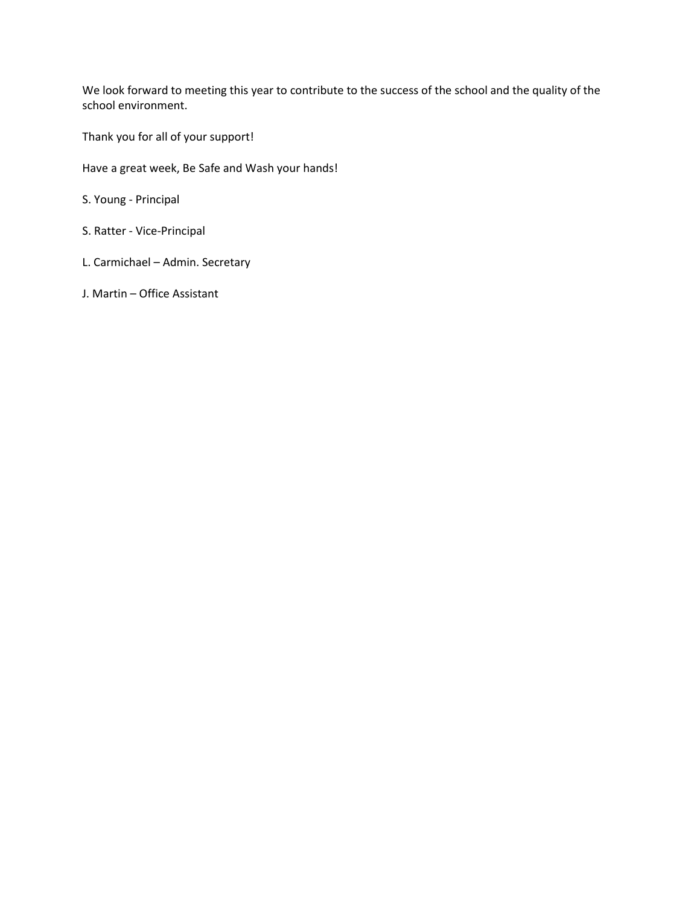We look forward to meeting this year to contribute to the success of the school and the quality of the school environment.

Thank you for all of your support!

Have a great week, Be Safe and Wash your hands!

S. Young - Principal

S. Ratter - Vice-Principal

L. Carmichael – Admin. Secretary

J. Martin – Office Assistant